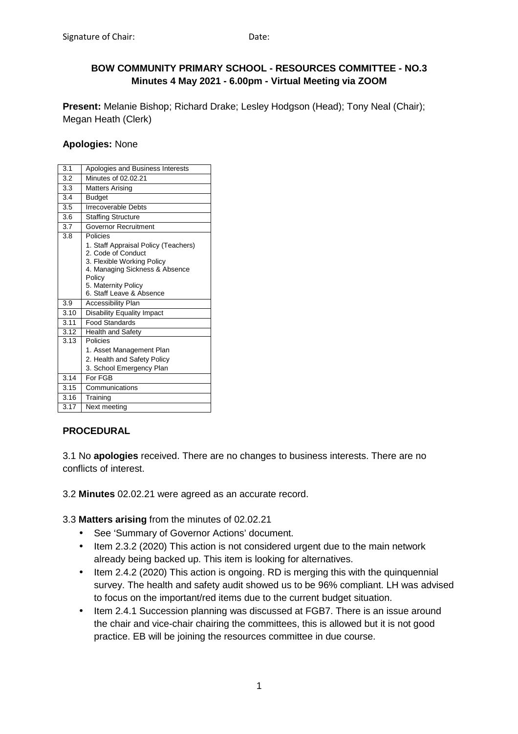Signature of Chair: Date:

**BOW COMMUNITY PRIMARY SCHOOL - RESOURCES COMMITTEE - NO.3**
**Minutes 4 May 2021 - 6.00pm - Virtual Meeting via ZOOM**

**Present:** Melanie Bishop; Richard Drake; Lesley Hodgson (Head); Tony Neal (Chair); Megan Heath (Clerk)

**Apologies:** None

| | |
|---|---|
| 3.1 | Apologies and Business Interests |
| 3.2 | Minutes of 02.02.21 |
| 3.3 | Matters Arising |
| 3.4 | Budget |
| 3.5 | Irrecoverable Debts |
| 3.6 | Staffing Structure |
| 3.7 | Governor Recruitment |
| 3.8 | Policies<br>1. Staff Appraisal Policy (Teachers)<br>2. Code of Conduct<br>3. Flexible Working Policy<br>4. Managing Sickness & Absence Policy<br>5. Maternity Policy<br>6. Staff Leave & Absence |
| 3.9 | Accessibility Plan |
| 3.10 | Disability Equality Impact |
| 3.11 | Food Standards |
| 3.12 | Health and Safety |
| 3.13 | Policies<br>1. Asset Management Plan<br>2. Health and Safety Policy<br>3. School Emergency Plan |
| 3.14 | For FGB |
| 3.15 | Communications |
| 3.16 | Training |
| 3.17 | Next meeting |

**PROCEDURAL**

3.1 No **apologies** received. There are no changes to business interests. There are no conflicts of interest.

3.2 **Minutes** 02.02.21 were agreed as an accurate record.

3.3 **Matters arising** from the minutes of 02.02.21

- See 'Summary of Governor Actions' document.
- Item 2.3.2 (2020) This action is not considered urgent due to the main network already being backed up. This item is looking for alternatives.
- Item 2.4.2 (2020) This action is ongoing. RD is merging this with the quinquennial survey. The health and safety audit showed us to be 96% compliant. LH was advised to focus on the important/red items due to the current budget situation.
- Item 2.4.1 Succession planning was discussed at FGB7. There is an issue around the chair and vice-chair chairing the committees, this is allowed but it is not good practice. EB will be joining the resources committee in due course.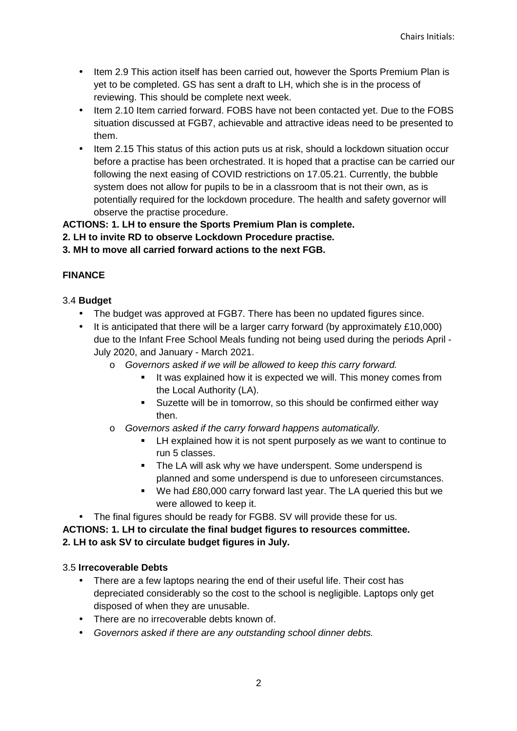- Item 2.9 This action itself has been carried out, however the Sports Premium Plan is yet to be completed. GS has sent a draft to LH, which she is in the process of reviewing. This should be complete next week.
- Item 2.10 Item carried forward. FOBS have not been contacted yet. Due to the FOBS situation discussed at FGB7, achievable and attractive ideas need to be presented to them.
- Item 2.15 This status of this action puts us at risk, should a lockdown situation occur before a practise has been orchestrated. It is hoped that a practise can be carried our following the next easing of COVID restrictions on 17.05.21. Currently, the bubble system does not allow for pupils to be in a classroom that is not their own, as is potentially required for the lockdown procedure. The health and safety governor will observe the practise procedure.

**ACTIONS: 1. LH to ensure the Sports Premium Plan is complete.**
**2. LH to invite RD to observe Lockdown Procedure practise.**
**3. MH to move all carried forward actions to the next FGB.**

**FINANCE**

3.4 **Budget**

- The budget was approved at FGB7. There has been no updated figures since.
- It is anticipated that there will be a larger carry forward (by approximately £10,000) due to the Infant Free School Meals funding not being used during the periods April - July 2020, and January - March 2021.
  - *Governors asked if we will be allowed to keep this carry forward.*
    - It was explained how it is expected we will. This money comes from the Local Authority (LA).
    - Suzette will be in tomorrow, so this should be confirmed either way then.
  - *Governors asked if the carry forward happens automatically.*
    - LH explained how it is not spent purposely as we want to continue to run 5 classes.
    - The LA will ask why we have underspent. Some underspend is planned and some underspend is due to unforeseen circumstances.
    - We had £80,000 carry forward last year. The LA queried this but we were allowed to keep it.
- The final figures should be ready for FGB8. SV will provide these for us.

**ACTIONS: 1. LH to circulate the final budget figures to resources committee.**
**2. LH to ask SV to circulate budget figures in July.**

3.5 **Irrecoverable Debts**

- There are a few laptops nearing the end of their useful life. Their cost has depreciated considerably so the cost to the school is negligible. Laptops only get disposed of when they are unusable.
- There are no irrecoverable debts known of.
- *Governors asked if there are any outstanding school dinner debts.*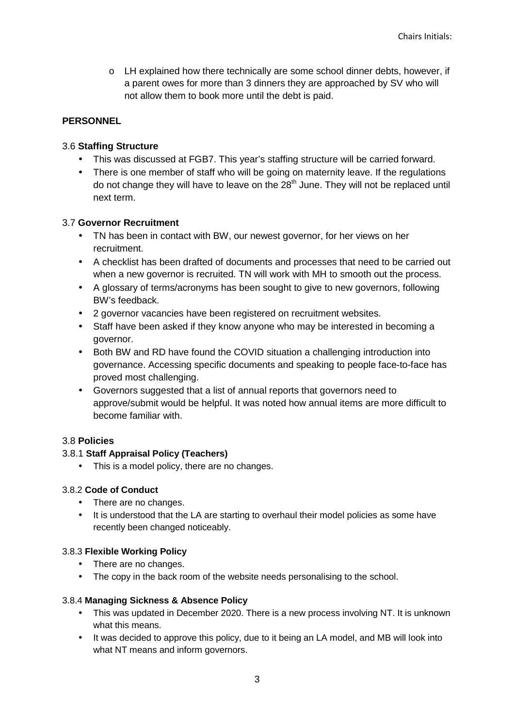- LH explained how there technically are some school dinner debts, however, if a parent owes for more than 3 dinners they are approached by SV who will not allow them to book more until the debt is paid.

**PERSONNEL**

3.6 **Staffing Structure**

- This was discussed at FGB7. This year's staffing structure will be carried forward.
- There is one member of staff who will be going on maternity leave. If the regulations do not change they will have to leave on the 28th June. They will not be replaced until next term.

3.7 **Governor Recruitment**

- TN has been in contact with BW, our newest governor, for her views on her recruitment.
- A checklist has been drafted of documents and processes that need to be carried out when a new governor is recruited. TN will work with MH to smooth out the process.
- A glossary of terms/acronyms has been sought to give to new governors, following BW's feedback.
- 2 governor vacancies have been registered on recruitment websites.
- Staff have been asked if they know anyone who may be interested in becoming a governor.
- Both BW and RD have found the COVID situation a challenging introduction into governance. Accessing specific documents and speaking to people face-to-face has proved most challenging.
- Governors suggested that a list of annual reports that governors need to approve/submit would be helpful. It was noted how annual items are more difficult to become familiar with.

3.8 **Policies**

3.8.1 **Staff Appraisal Policy (Teachers)**

- This is a model policy, there are no changes.

3.8.2 **Code of Conduct**

- There are no changes.
- It is understood that the LA are starting to overhaul their model policies as some have recently been changed noticeably.

3.8.3 **Flexible Working Policy**

- There are no changes.
- The copy in the back room of the website needs personalising to the school.

3.8.4 **Managing Sickness & Absence Policy**

- This was updated in December 2020. There is a new process involving NT. It is unknown what this means.
- It was decided to approve this policy, due to it being an LA model, and MB will look into what NT means and inform governors.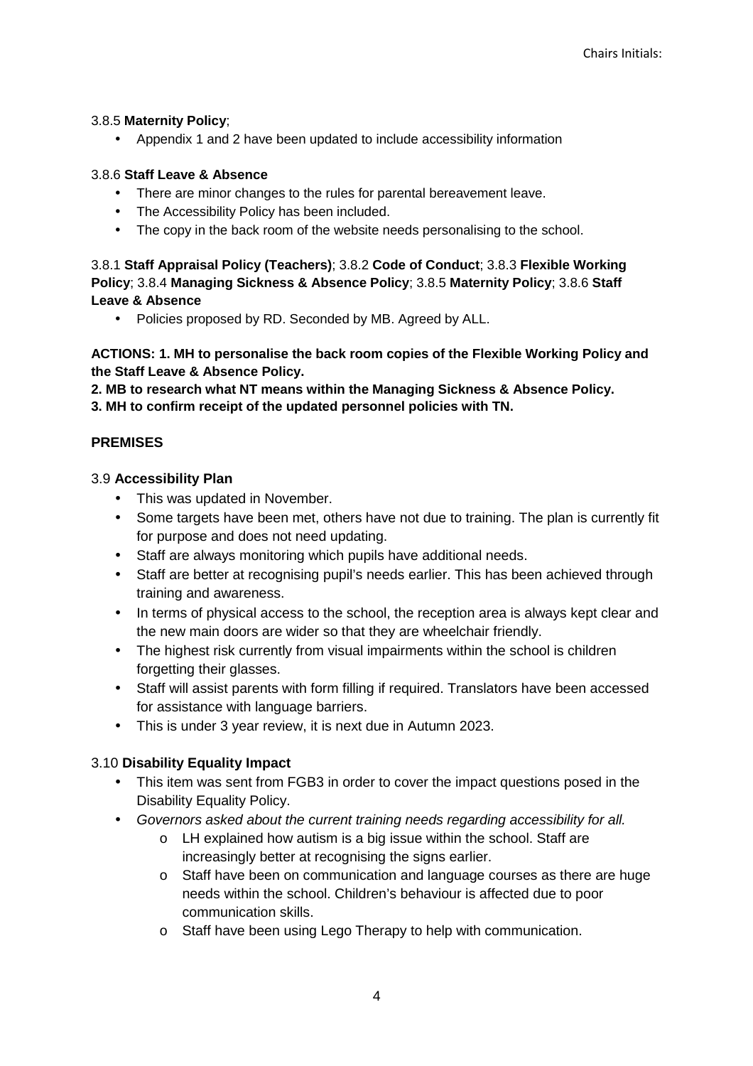3.8.5 **Maternity Policy**;

- Appendix 1 and 2 have been updated to include accessibility information

3.8.6 **Staff Leave & Absence**

- There are minor changes to the rules for parental bereavement leave.
- The Accessibility Policy has been included.
- The copy in the back room of the website needs personalising to the school.

3.8.1 **Staff Appraisal Policy (Teachers)**; 3.8.2 **Code of Conduct**; 3.8.3 **Flexible Working Policy**; 3.8.4 **Managing Sickness & Absence Policy**; 3.8.5 **Maternity Policy**; 3.8.6 **Staff Leave & Absence**

- Policies proposed by RD. Seconded by MB. Agreed by ALL.

**ACTIONS: 1. MH to personalise the back room copies of the Flexible Working Policy and the Staff Leave & Absence Policy.**

**2. MB to research what NT means within the Managing Sickness & Absence Policy.**

**3. MH to confirm receipt of the updated personnel policies with TN.**

**PREMISES**

3.9 **Accessibility Plan**

- This was updated in November.
- Some targets have been met, others have not due to training. The plan is currently fit for purpose and does not need updating.
- Staff are always monitoring which pupils have additional needs.
- Staff are better at recognising pupil's needs earlier. This has been achieved through training and awareness.
- In terms of physical access to the school, the reception area is always kept clear and the new main doors are wider so that they are wheelchair friendly.
- The highest risk currently from visual impairments within the school is children forgetting their glasses.
- Staff will assist parents with form filling if required. Translators have been accessed for assistance with language barriers.
- This is under 3 year review, it is next due in Autumn 2023.

3.10 **Disability Equality Impact**

- This item was sent from FGB3 in order to cover the impact questions posed in the Disability Equality Policy.
- *Governors asked about the current training needs regarding accessibility for all.*
  - LH explained how autism is a big issue within the school. Staff are increasingly better at recognising the signs earlier.
  - Staff have been on communication and language courses as there are huge needs within the school. Children's behaviour is affected due to poor communication skills.
  - Staff have been using Lego Therapy to help with communication.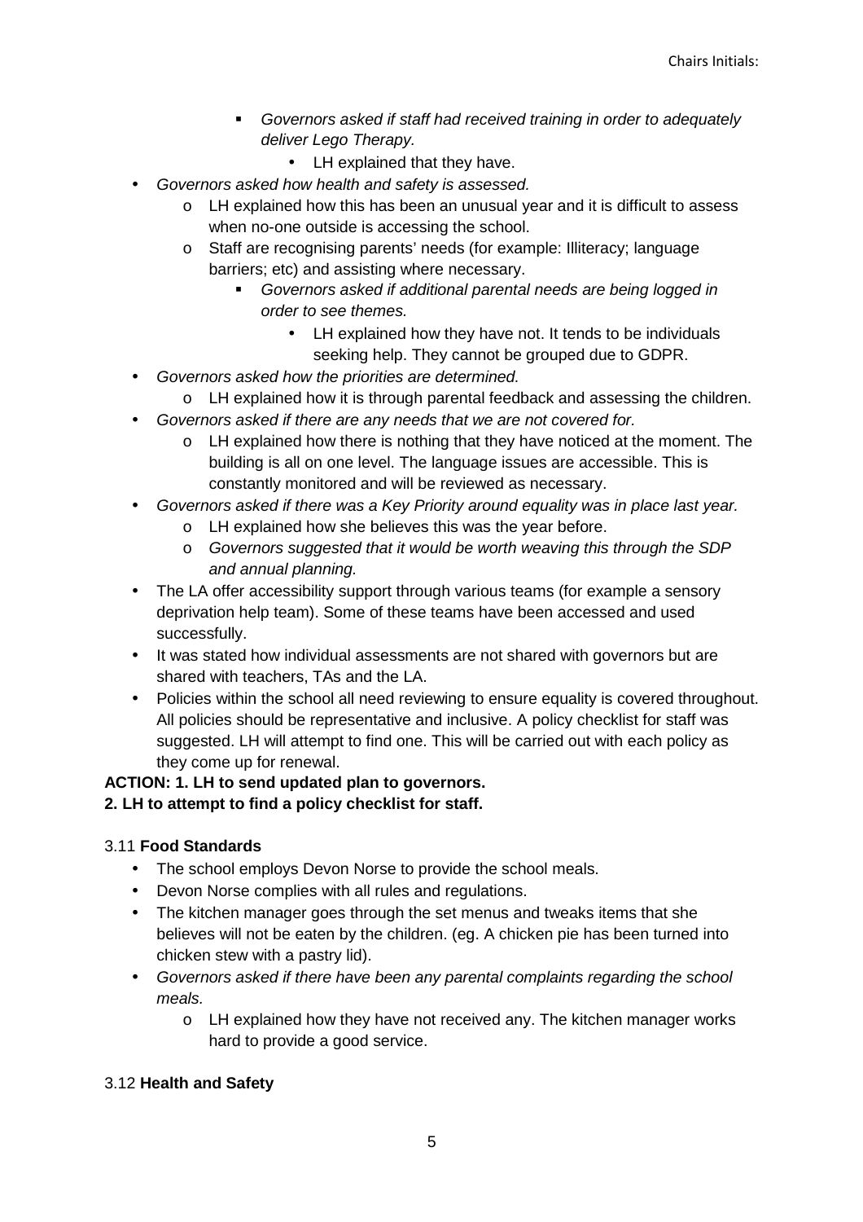- *Governors asked if staff had received training in order to adequately deliver Lego Therapy.*
  - LH explained that they have.
- *Governors asked how health and safety is assessed.*
  - LH explained how this has been an unusual year and it is difficult to assess when no-one outside is accessing the school.
  - Staff are recognising parents' needs (for example: Illiteracy; language barriers; etc) and assisting where necessary.
    - *Governors asked if additional parental needs are being logged in order to see themes.*
      - LH explained how they have not. It tends to be individuals seeking help. They cannot be grouped due to GDPR.
- *Governors asked how the priorities are determined.*
  - LH explained how it is through parental feedback and assessing the children.
- *Governors asked if there are any needs that we are not covered for.*
  - LH explained how there is nothing that they have noticed at the moment. The building is all on one level. The language issues are accessible. This is constantly monitored and will be reviewed as necessary.
- *Governors asked if there was a Key Priority around equality was in place last year.*
  - LH explained how she believes this was the year before.
  - *Governors suggested that it would be worth weaving this through the SDP and annual planning.*
- The LA offer accessibility support through various teams (for example a sensory deprivation help team). Some of these teams have been accessed and used successfully.
- It was stated how individual assessments are not shared with governors but are shared with teachers, TAs and the LA.
- Policies within the school all need reviewing to ensure equality is covered throughout. All policies should be representative and inclusive. A policy checklist for staff was suggested. LH will attempt to find one. This will be carried out with each policy as they come up for renewal.

**ACTION: 1. LH to send updated plan to governors.**
**2. LH to attempt to find a policy checklist for staff.**

3.11 **Food Standards**

- The school employs Devon Norse to provide the school meals.
- Devon Norse complies with all rules and regulations.
- The kitchen manager goes through the set menus and tweaks items that she believes will not be eaten by the children. (eg. A chicken pie has been turned into chicken stew with a pastry lid).
- *Governors asked if there have been any parental complaints regarding the school meals.*
  - LH explained how they have not received any. The kitchen manager works hard to provide a good service.

3.12 **Health and Safety**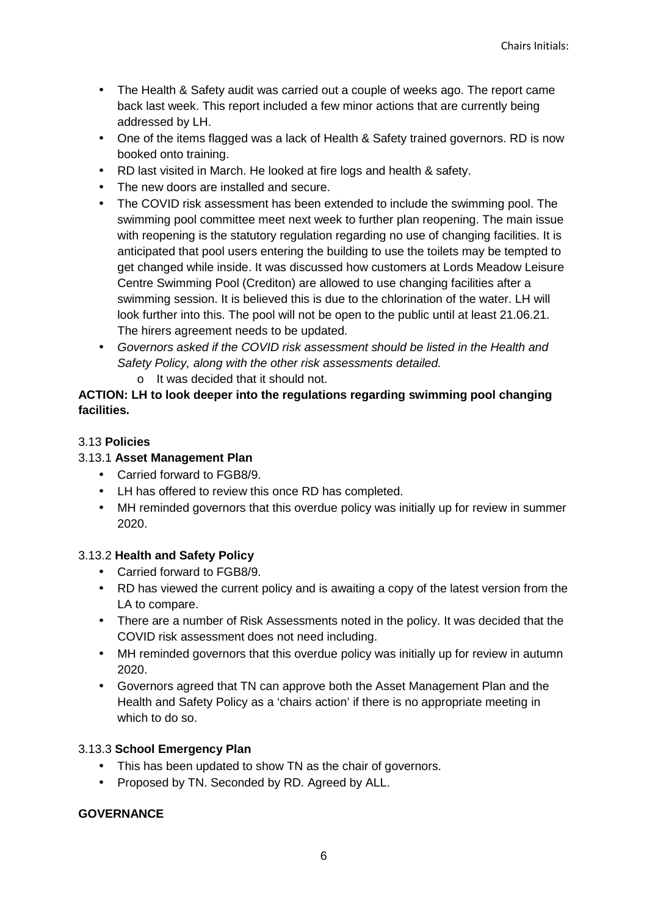- The Health & Safety audit was carried out a couple of weeks ago. The report came back last week. This report included a few minor actions that are currently being addressed by LH.
- One of the items flagged was a lack of Health & Safety trained governors. RD is now booked onto training.
- RD last visited in March. He looked at fire logs and health & safety.
- The new doors are installed and secure.
- The COVID risk assessment has been extended to include the swimming pool. The swimming pool committee meet next week to further plan reopening. The main issue with reopening is the statutory regulation regarding no use of changing facilities. It is anticipated that pool users entering the building to use the toilets may be tempted to get changed while inside. It was discussed how customers at Lords Meadow Leisure Centre Swimming Pool (Crediton) are allowed to use changing facilities after a swimming session. It is believed this is due to the chlorination of the water. LH will look further into this. The pool will not be open to the public until at least 21.06.21. The hirers agreement needs to be updated.
- *Governors asked if the COVID risk assessment should be listed in the Health and Safety Policy, along with the other risk assessments detailed.*
  - It was decided that it should not.

**ACTION: LH to look deeper into the regulations regarding swimming pool changing facilities.**

3.13 **Policies**

3.13.1 **Asset Management Plan**

- Carried forward to FGB8/9.
- LH has offered to review this once RD has completed.
- MH reminded governors that this overdue policy was initially up for review in summer 2020.

3.13.2 **Health and Safety Policy**

- Carried forward to FGB8/9.
- RD has viewed the current policy and is awaiting a copy of the latest version from the LA to compare.
- There are a number of Risk Assessments noted in the policy. It was decided that the COVID risk assessment does not need including.
- MH reminded governors that this overdue policy was initially up for review in autumn 2020.
- Governors agreed that TN can approve both the Asset Management Plan and the Health and Safety Policy as a 'chairs action' if there is no appropriate meeting in which to do so.

3.13.3 **School Emergency Plan**

- This has been updated to show TN as the chair of governors.
- Proposed by TN. Seconded by RD. Agreed by ALL.

**GOVERNANCE**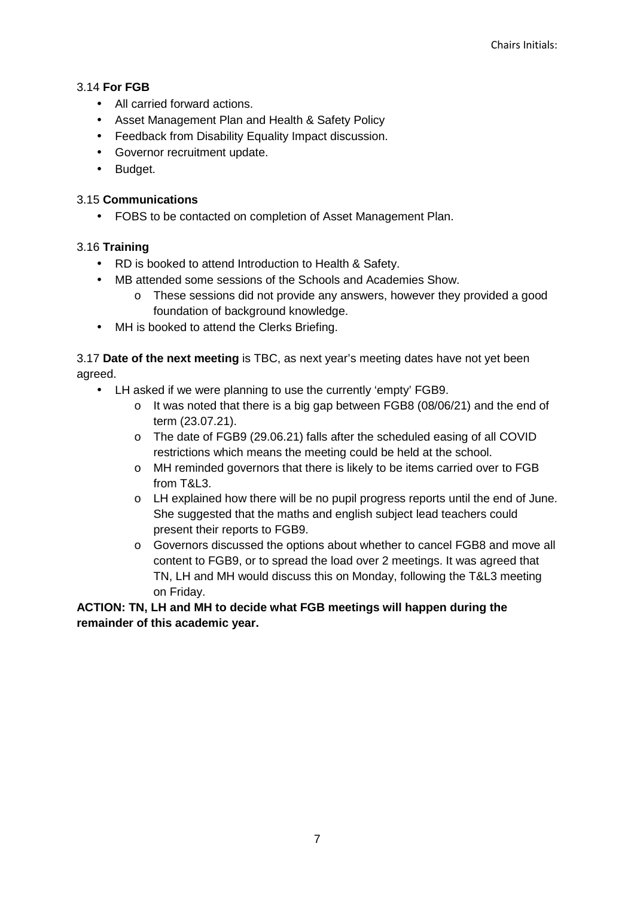3.14 **For FGB**

- All carried forward actions.
- Asset Management Plan and Health & Safety Policy
- Feedback from Disability Equality Impact discussion.
- Governor recruitment update.
- Budget.

3.15 **Communications**

- FOBS to be contacted on completion of Asset Management Plan.

3.16 **Training**

- RD is booked to attend Introduction to Health & Safety.
- MB attended some sessions of the Schools and Academies Show.
  - These sessions did not provide any answers, however they provided a good foundation of background knowledge.
- MH is booked to attend the Clerks Briefing.

3.17 **Date of the next meeting** is TBC, as next year's meeting dates have not yet been agreed.

- LH asked if we were planning to use the currently 'empty' FGB9.
  - It was noted that there is a big gap between FGB8 (08/06/21) and the end of term (23.07.21).
  - The date of FGB9 (29.06.21) falls after the scheduled easing of all COVID restrictions which means the meeting could be held at the school.
  - MH reminded governors that there is likely to be items carried over to FGB from T&L3.
  - LH explained how there will be no pupil progress reports until the end of June. She suggested that the maths and english subject lead teachers could present their reports to FGB9.
  - Governors discussed the options about whether to cancel FGB8 and move all content to FGB9, or to spread the load over 2 meetings. It was agreed that TN, LH and MH would discuss this on Monday, following the T&L3 meeting on Friday.

**ACTION: TN, LH and MH to decide what FGB meetings will happen during the remainder of this academic year.**